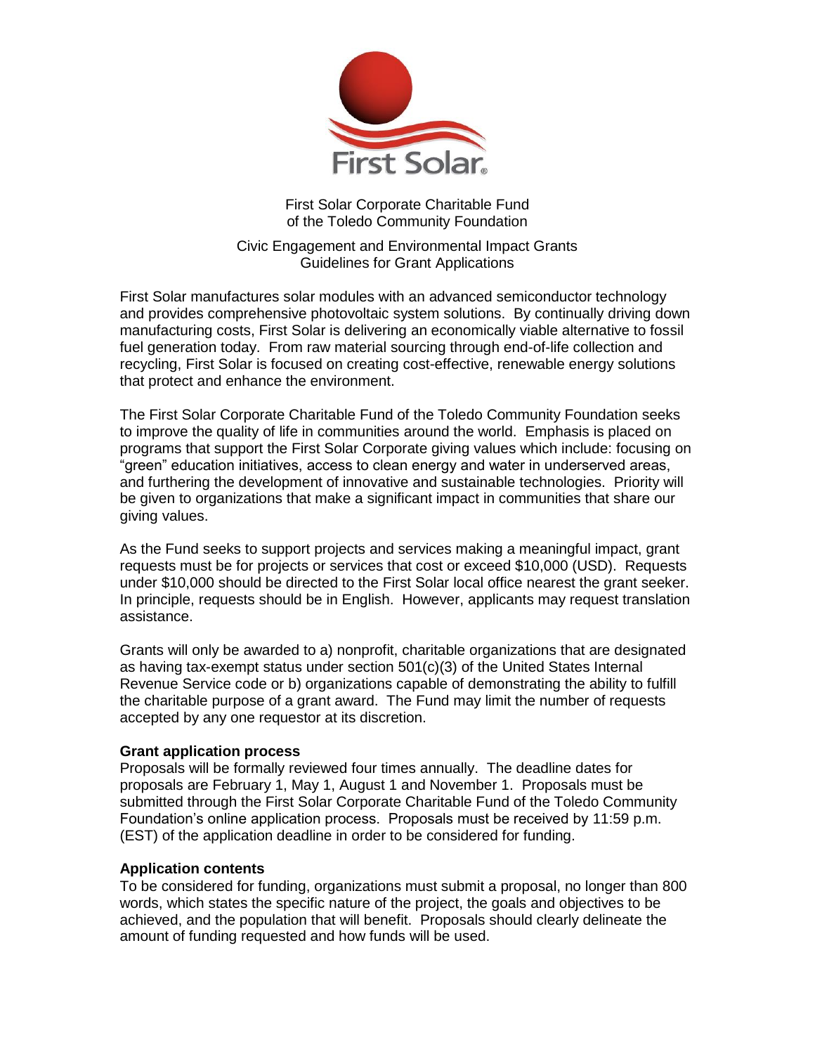First Solar Corporate Charitable Fund
of the Toledo Community Foundation

Civic Engagement and Environmental Impact Grants
Guidelines for Grant Applications

First Solar manufactures solar modules with an advanced semiconductor technology and provides comprehensive photovoltaic system solutions. By continually driving down manufacturing costs, First Solar is delivering an economically viable alternative to fossil fuel generation today. From raw material sourcing through end-of-life collection and recycling, First Solar is focused on creating cost-effective, renewable energy solutions that protect and enhance the environment.

The First Solar Corporate Charitable Fund of the Toledo Community Foundation seeks to improve the quality of life in communities around the world. Emphasis is placed on programs that support the First Solar Corporate giving values which include: focusing on "green" education initiatives, access to clean energy and water in underserved areas, and furthering the development of innovative and sustainable technologies. Priority will be given to organizations that make a significant impact in communities that share our giving values.

As the Fund seeks to support projects and services making a meaningful impact, grant requests must be for projects or services that cost or exceed $10,000 (USD). Requests under $10,000 should be directed to the First Solar local office nearest the grant seeker. In principle, requests should be in English. However, applicants may request translation assistance.

Grants will only be awarded to a) nonprofit, charitable organizations that are designated as having tax-exempt status under section 501(c)(3) of the United States Internal Revenue Service code or b) organizations capable of demonstrating the ability to fulfill the charitable purpose of a grant award. The Fund may limit the number of requests accepted by any one requestor at its discretion.

**Grant application process**

Proposals will be formally reviewed four times annually. The deadline dates for proposals are February 1, May 1, August 1 and November 1. Proposals must be submitted through the First Solar Corporate Charitable Fund of the Toledo Community Foundation's online application process. Proposals must be received by 11:59 p.m. (EST) of the application deadline in order to be considered for funding.

**Application contents**

To be considered for funding, organizations must submit a proposal, no longer than 800 words, which states the specific nature of the project, the goals and objectives to be achieved, and the population that will benefit. Proposals should clearly delineate the amount of funding requested and how funds will be used.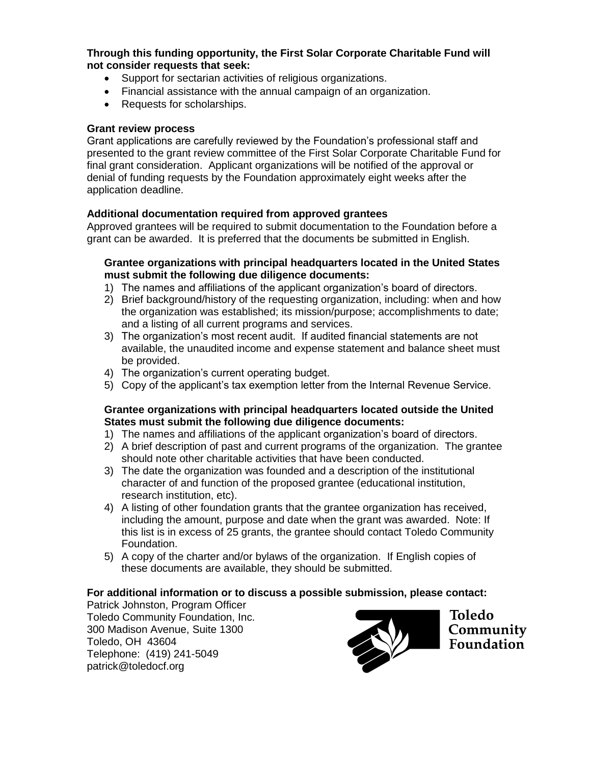**Through this funding opportunity, the First Solar Corporate Charitable Fund will not consider requests that seek:**

- Support for sectarian activities of religious organizations.
- Financial assistance with the annual campaign of an organization.
- Requests for scholarships.

**Grant review process**

Grant applications are carefully reviewed by the Foundation's professional staff and presented to the grant review committee of the First Solar Corporate Charitable Fund for final grant consideration. Applicant organizations will be notified of the approval or denial of funding requests by the Foundation approximately eight weeks after the application deadline.

**Additional documentation required from approved grantees**

Approved grantees will be required to submit documentation to the Foundation before a grant can be awarded. It is preferred that the documents be submitted in English.

**Grantee organizations with principal headquarters located in the United States must submit the following due diligence documents:**

1) The names and affiliations of the applicant organization's board of directors.
2) Brief background/history of the requesting organization, including: when and how the organization was established; its mission/purpose; accomplishments to date; and a listing of all current programs and services.
3) The organization's most recent audit. If audited financial statements are not available, the unaudited income and expense statement and balance sheet must be provided.
4) The organization's current operating budget.
5) Copy of the applicant's tax exemption letter from the Internal Revenue Service.

**Grantee organizations with principal headquarters located outside the United States must submit the following due diligence documents:**

1) The names and affiliations of the applicant organization's board of directors.
2) A brief description of past and current programs of the organization. The grantee should note other charitable activities that have been conducted.
3) The date the organization was founded and a description of the institutional character of and function of the proposed grantee (educational institution, research institution, etc).
4) A listing of other foundation grants that the grantee organization has received, including the amount, purpose and date when the grant was awarded. Note: If this list is in excess of 25 grants, the grantee should contact Toledo Community Foundation.
5) A copy of the charter and/or bylaws of the organization. If English copies of these documents are available, they should be submitted.

**For additional information or to discuss a possible submission, please contact:**

Patrick Johnston, Program Officer
Toledo Community Foundation, Inc.
300 Madison Avenue, Suite 1300
Toledo, OH 43604
Telephone: (419) 241-5049
patrick@toledocf.org

Toledo Community Foundation